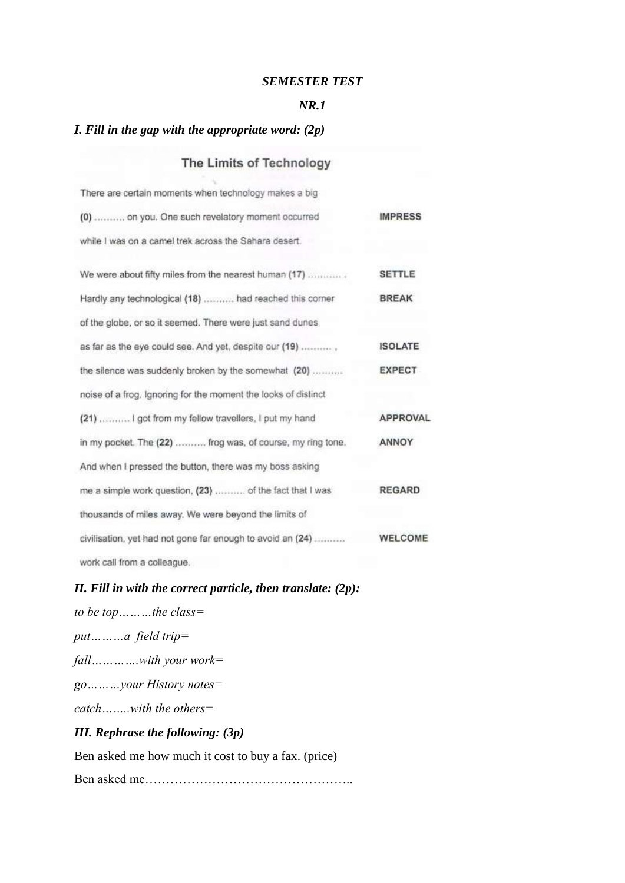***SEMESTER TEST***

***NR.1***

## *I. Fill in the gap with the appropriate word: (2p)*

### The Limits of Technology

| | |
|---|---|
| There are certain moments when technology makes a big | |
| (0) .......... on you. One such revelatory moment occurred | IMPRESS |
| while I was on a camel trek across the Sahara desert. | |
| We were about fifty miles from the nearest human (17) ........... . | SETTLE |
| Hardly any technological (18) .......... had reached this corner | BREAK |
| of the globe, or so it seemed. There were just sand dunes | |
| as far as the eye could see. And yet, despite our (19) .......... , | ISOLATE |
| the silence was suddenly broken by the somewhat (20) .......... | EXPECT |
| noise of a frog. Ignoring for the moment the looks of distinct | |
| (21) .......... I got from my fellow travellers, I put my hand | APPROVAL |
| in my pocket. The (22) .......... frog was, of course, my ring tone. | ANNOY |
| And when I pressed the button, there was my boss asking | |
| me a simple work question, (23) .......... of the fact that I was | REGARD |
| thousands of miles away. We were beyond the limits of | |
| civilisation, yet had not gone far enough to avoid an (24) .......... | WELCOME |
| work call from a colleague. | |

## *II. Fill in with the correct particle, then translate: (2p):*

*to be top………the class=*

*put………a field trip=*

*fall………….with your work=*

*go………your History notes=*

*catch……..with the others=*

## *III. Rephrase the following: (3p)*

Ben asked me how much it cost to buy a fax. (price)

Ben asked me…………………………………………..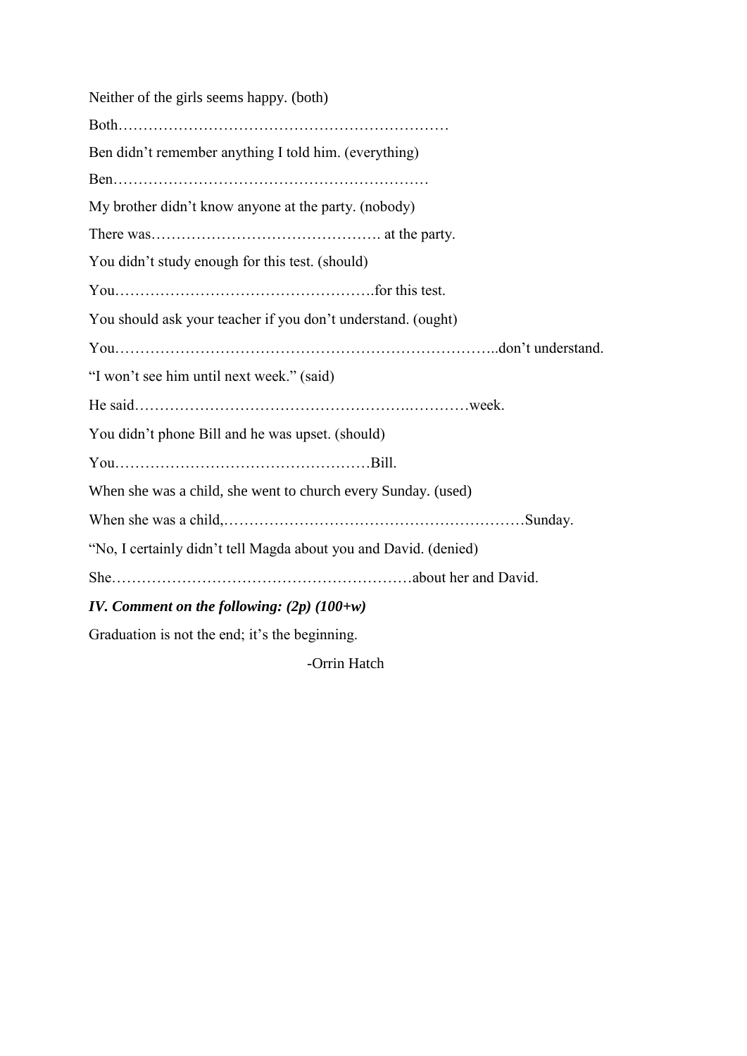Neither of the girls seems happy. (both)

Both…………………………………………………………

Ben didn't remember anything I told him. (everything)

Ben………………………………………………………

My brother didn't know anyone at the party. (nobody)

There was………………………………………. at the party.

You didn't study enough for this test. (should)

You…………………………………………….for this test.

You should ask your teacher if you don't understand. (ought)

You…………………………………………………………………..don't understand.

"I won't see him until next week." (said)

He said…………………………………………….…………week.

You didn't phone Bill and he was upset. (should)

You……………………………………………Bill.

When she was a child, she went to church every Sunday. (used)

When she was a child,……………………………………………………Sunday.

"No, I certainly didn't tell Magda about you and David. (denied)

She……………………………………………………about her and David.

***IV. Comment on the following: (2p) (100+w)***

Graduation is not the end; it's the beginning.

-Orrin Hatch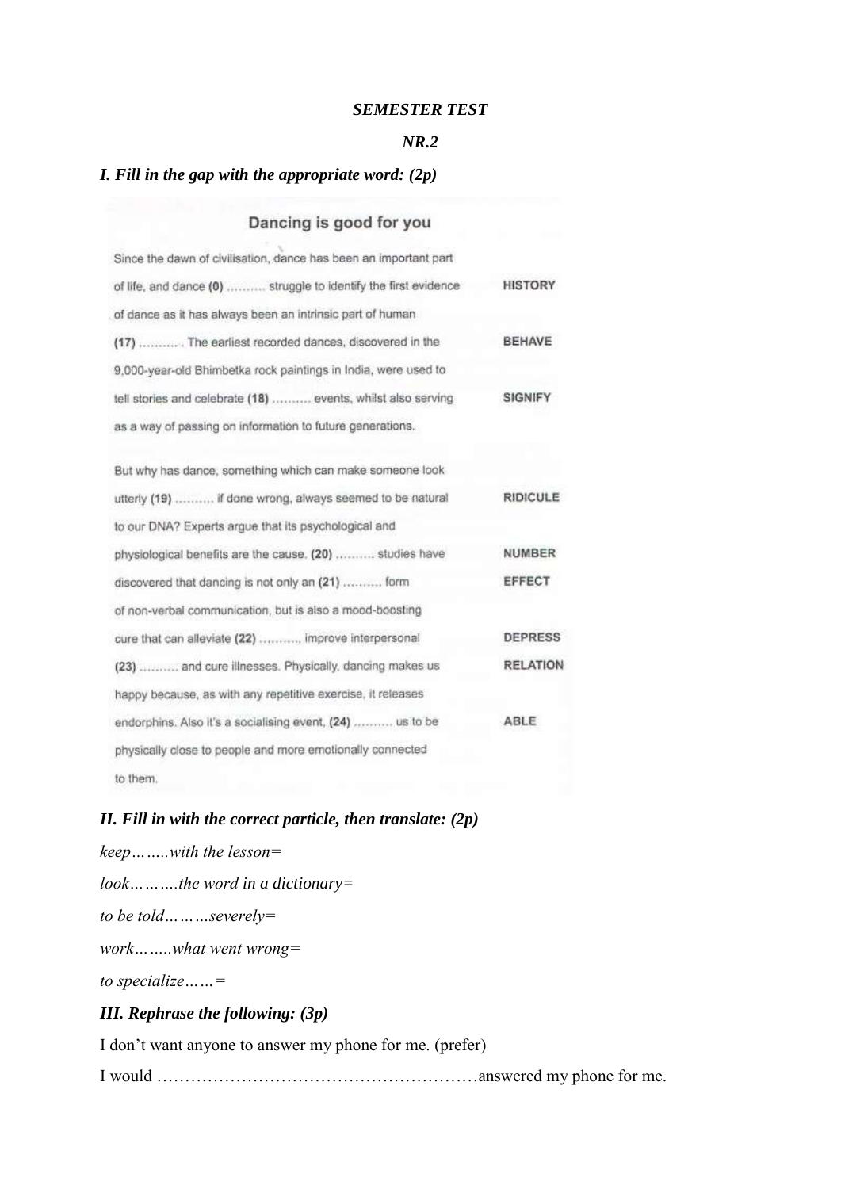***SEMESTER TEST***

***NR.2***

## *I. Fill in the gap with the appropriate word: (2p)*

### Dancing is good for you

| | |
|---|---|
| Since the dawn of civilisation, dance has been an important part | |
| of life, and dance **(0)** .......... struggle to identify the first evidence | **HISTORY** |
| of dance as it has always been an intrinsic part of human | |
| **(17)** .......... . The earliest recorded dances, discovered in the | **BEHAVE** |
| 9,000-year-old Bhimbetka rock paintings in India, were used to | |
| tell stories and celebrate **(18)** .......... events, whilst also serving | **SIGNIFY** |
| as a way of passing on information to future generations. | |
| But why has dance, something which can make someone look | |
| utterly **(19)** .......... if done wrong, always seemed to be natural | **RIDICULE** |
| to our DNA? Experts argue that its psychological and | |
| physiological benefits are the cause. **(20)** .......... studies have | **NUMBER** |
| discovered that dancing is not only an **(21)** .......... form | **EFFECT** |
| of non-verbal communication, but is also a mood-boosting | |
| cure that can alleviate **(22)** .........., improve interpersonal | **DEPRESS** |
| **(23)** .......... and cure illnesses. Physically, dancing makes us | **RELATION** |
| happy because, as with any repetitive exercise, it releases | |
| endorphins. Also it's a socialising event, **(24)** .......... us to be | **ABLE** |
| physically close to people and more emotionally connected | |
| to them. | |

## *II. Fill in with the correct particle, then translate: (2p)*

*keep……..with the lesson=*

*look……….the word in a dictionary=*

*to be told………severely=*

*work……..what went wrong=*

*to specialize……=*

## *III. Rephrase the following: (3p)*

I don't want anyone to answer my phone for me. (prefer)

I would ………………………………………………answered my phone for me.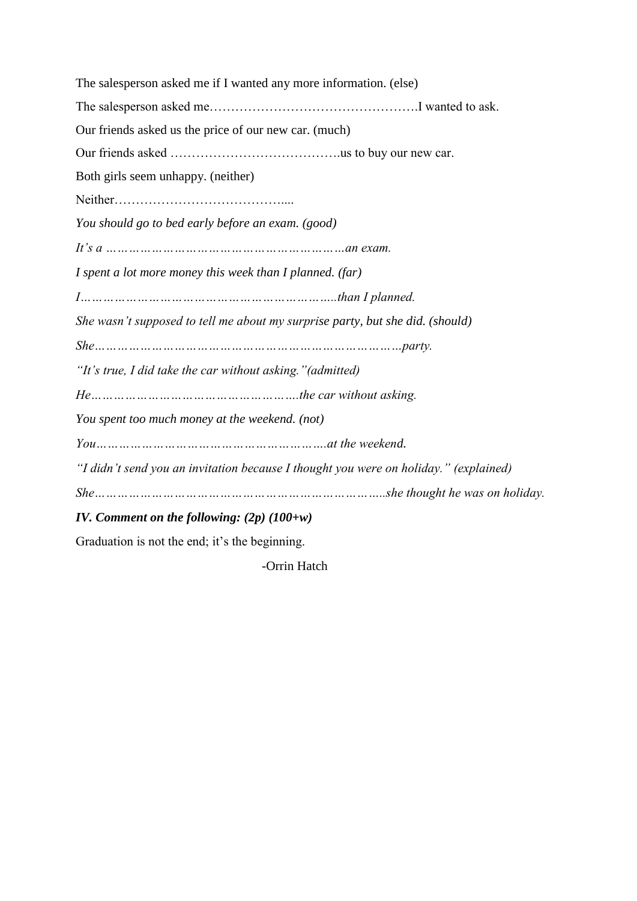The salesperson asked me if I wanted any more information. (else)

The salesperson asked me………………………………………….I wanted to ask.

Our friends asked us the price of our new car. (much)

Our friends asked ………………………………….us to buy our new car.

Both girls seem unhappy. (neither)

Neither………………………………….....

*You should go to bed early before an exam. (good)*

*It's a ………………………………………………………an exam.*

*I spent a lot more money this week than I planned. (far)*

*I………………………………………………………….than I planned.*

*She wasn't supposed to tell me about my surprise party, but she did. (should)*

*She…………………………………………………………………party.*

*"It's true, I did take the car without asking."(admitted)*

*He…………………………………………….the car without asking.*

*You spent too much money at the weekend. (not)*

*You…………………………………………………….at the weekend.*

*"I didn't send you an invitation because I thought you were on holiday." (explained)*

*She……………………………………………………………….she thought he was on holiday.*

***IV. Comment on the following: (2p) (100+w)***

Graduation is not the end; it's the beginning.

-Orrin Hatch